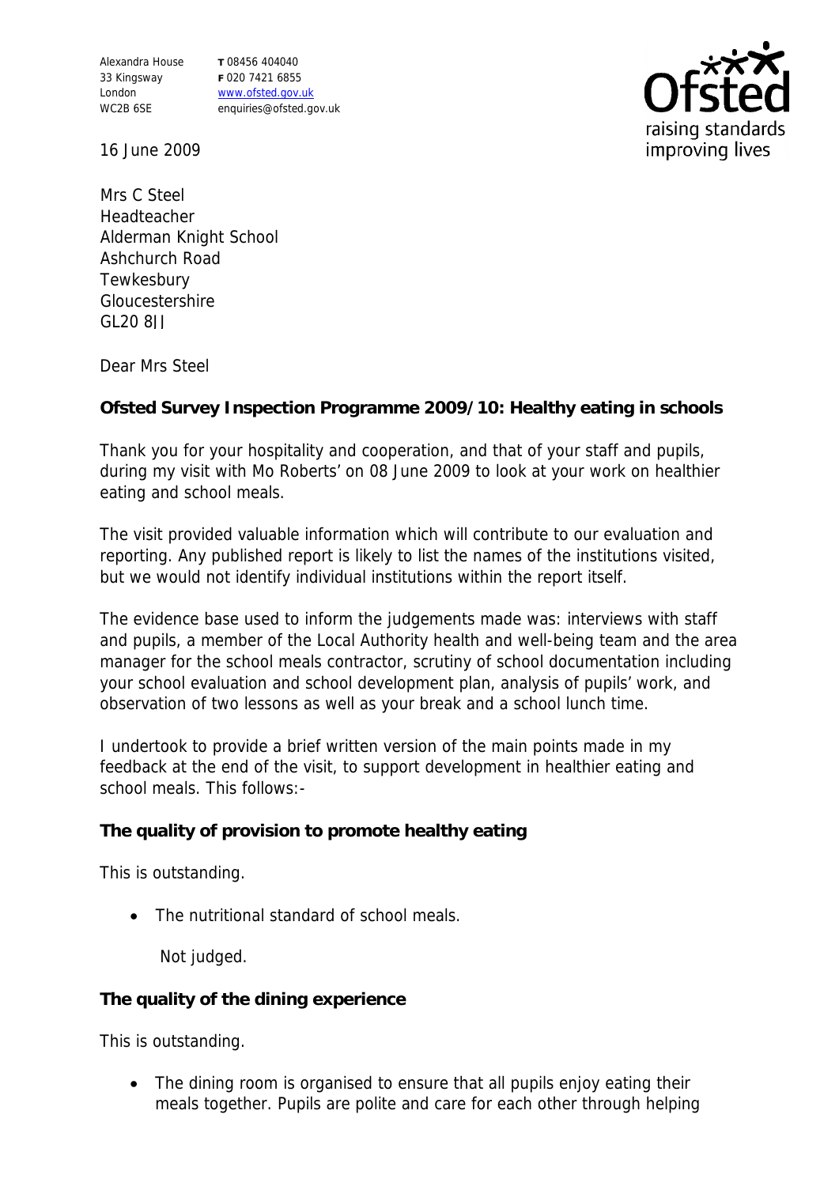Alexandra House
33 Kingsway
London
WC2B 6SE

**T** 08456 404040
**F** 020 7421 6855
www.ofsted.gov.uk
enquiries@ofsted.gov.uk

16 June 2009

Mrs C Steel
Headteacher
Alderman Knight School
Ashchurch Road
Tewkesbury
Gloucestershire
GL20 8JJ

Dear Mrs Steel

**Ofsted Survey Inspection Programme 2009/10: Healthy eating in schools**

Thank you for your hospitality and cooperation, and that of your staff and pupils, during my visit with Mo Roberts' on 08 June 2009 to look at your work on healthier eating and school meals.

The visit provided valuable information which will contribute to our evaluation and reporting. Any published report is likely to list the names of the institutions visited, but we would not identify individual institutions within the report itself.

The evidence base used to inform the judgements made was: interviews with staff and pupils, a member of the Local Authority health and well-being team and the area manager for the school meals contractor, scrutiny of school documentation including your school evaluation and school development plan, analysis of pupils' work, and observation of two lessons as well as your break and a school lunch time.

I undertook to provide a brief written version of the main points made in my feedback at the end of the visit, to support development in healthier eating and school meals. This follows:-

**The quality of provision to promote healthy eating**

This is outstanding.

- The nutritional standard of school meals.

  Not judged.

**The quality of the dining experience**

This is outstanding.

- The dining room is organised to ensure that all pupils enjoy eating their meals together. Pupils are polite and care for each other through helping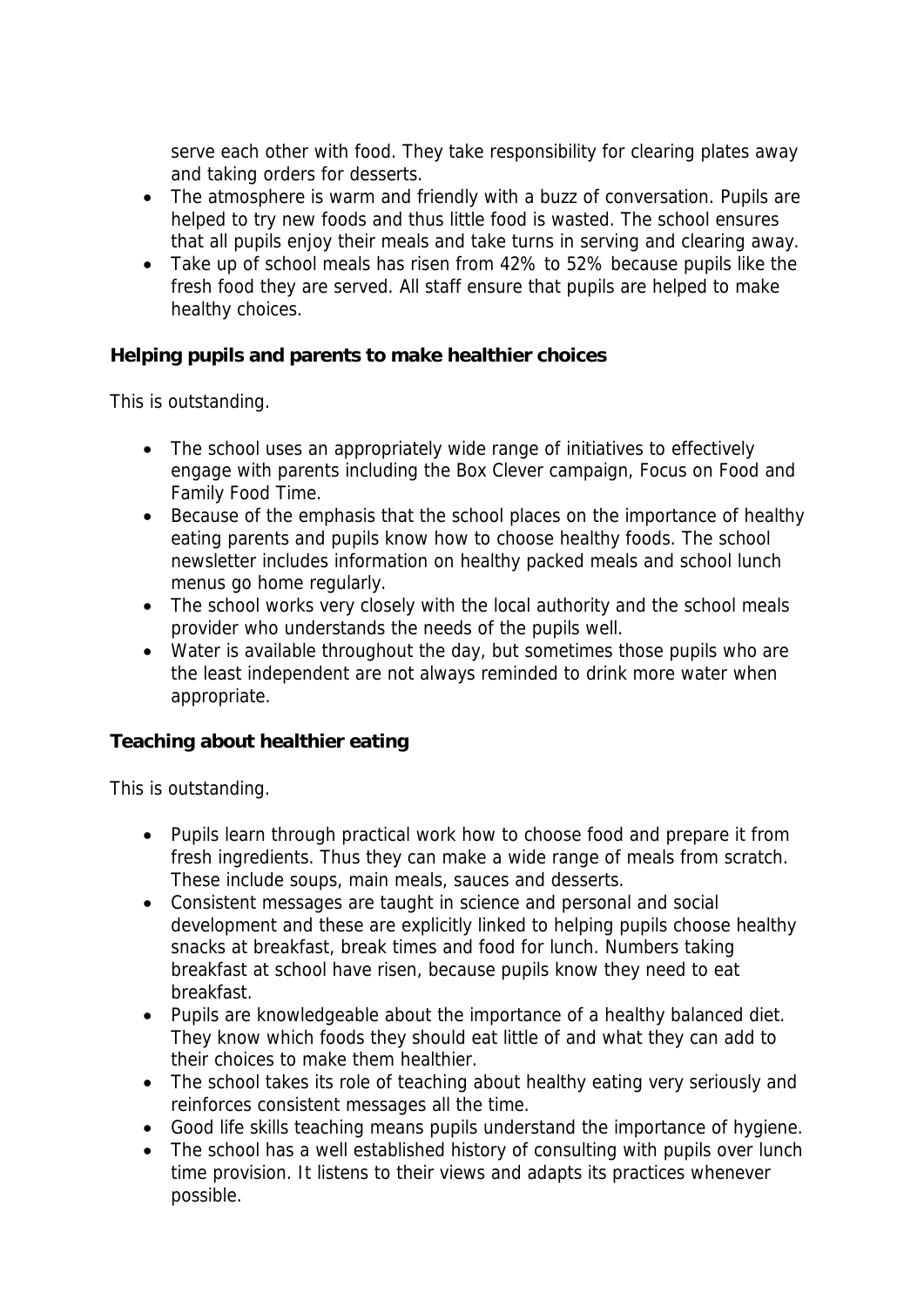serve each other with food. They take responsibility for clearing plates away and taking orders for desserts.

- The atmosphere is warm and friendly with a buzz of conversation. Pupils are helped to try new foods and thus little food is wasted. The school ensures that all pupils enjoy their meals and take turns in serving and clearing away.
- Take up of school meals has risen from 42% to 52% because pupils like the fresh food they are served. All staff ensure that pupils are helped to make healthy choices.

**Helping pupils and parents to make healthier choices**

This is outstanding.

- The school uses an appropriately wide range of initiatives to effectively engage with parents including the Box Clever campaign, Focus on Food and Family Food Time.
- Because of the emphasis that the school places on the importance of healthy eating parents and pupils know how to choose healthy foods. The school newsletter includes information on healthy packed meals and school lunch menus go home regularly.
- The school works very closely with the local authority and the school meals provider who understands the needs of the pupils well.
- Water is available throughout the day, but sometimes those pupils who are the least independent are not always reminded to drink more water when appropriate.

**Teaching about healthier eating**

This is outstanding.

- Pupils learn through practical work how to choose food and prepare it from fresh ingredients. Thus they can make a wide range of meals from scratch. These include soups, main meals, sauces and desserts.
- Consistent messages are taught in science and personal and social development and these are explicitly linked to helping pupils choose healthy snacks at breakfast, break times and food for lunch. Numbers taking breakfast at school have risen, because pupils know they need to eat breakfast.
- Pupils are knowledgeable about the importance of a healthy balanced diet. They know which foods they should eat little of and what they can add to their choices to make them healthier.
- The school takes its role of teaching about healthy eating very seriously and reinforces consistent messages all the time.
- Good life skills teaching means pupils understand the importance of hygiene.
- The school has a well established history of consulting with pupils over lunch time provision. It listens to their views and adapts its practices whenever possible.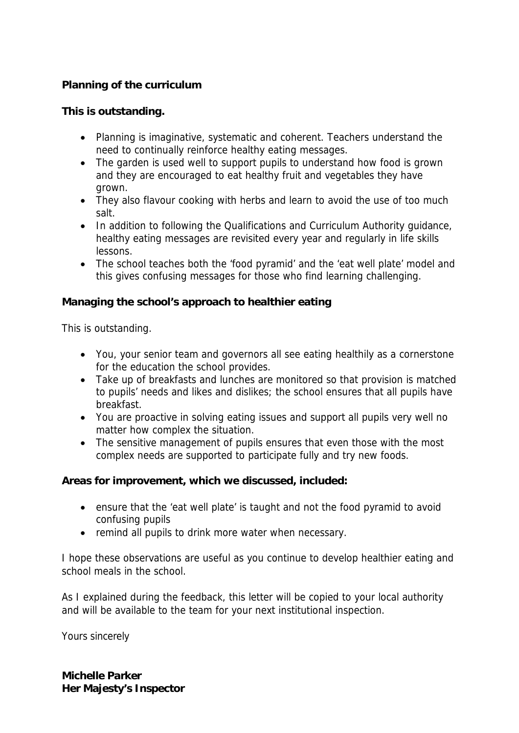**Planning of the curriculum**

**This is outstanding.**

- Planning is imaginative, systematic and coherent. Teachers understand the need to continually reinforce healthy eating messages.
- The garden is used well to support pupils to understand how food is grown and they are encouraged to eat healthy fruit and vegetables they have grown.
- They also flavour cooking with herbs and learn to avoid the use of too much salt.
- In addition to following the Qualifications and Curriculum Authority guidance, healthy eating messages are revisited every year and regularly in life skills lessons.
- The school teaches both the 'food pyramid' and the 'eat well plate' model and this gives confusing messages for those who find learning challenging.

**Managing the school's approach to healthier eating**

This is outstanding.

- You, your senior team and governors all see eating healthily as a cornerstone for the education the school provides.
- Take up of breakfasts and lunches are monitored so that provision is matched to pupils' needs and likes and dislikes; the school ensures that all pupils have breakfast.
- You are proactive in solving eating issues and support all pupils very well no matter how complex the situation.
- The sensitive management of pupils ensures that even those with the most complex needs are supported to participate fully and try new foods.

**Areas for improvement, which we discussed, included:**

- ensure that the 'eat well plate' is taught and not the food pyramid to avoid confusing pupils
- remind all pupils to drink more water when necessary.

I hope these observations are useful as you continue to develop healthier eating and school meals in the school.

As I explained during the feedback, this letter will be copied to your local authority and will be available to the team for your next institutional inspection.

Yours sincerely

**Michelle Parker**
**Her Majesty's Inspector**